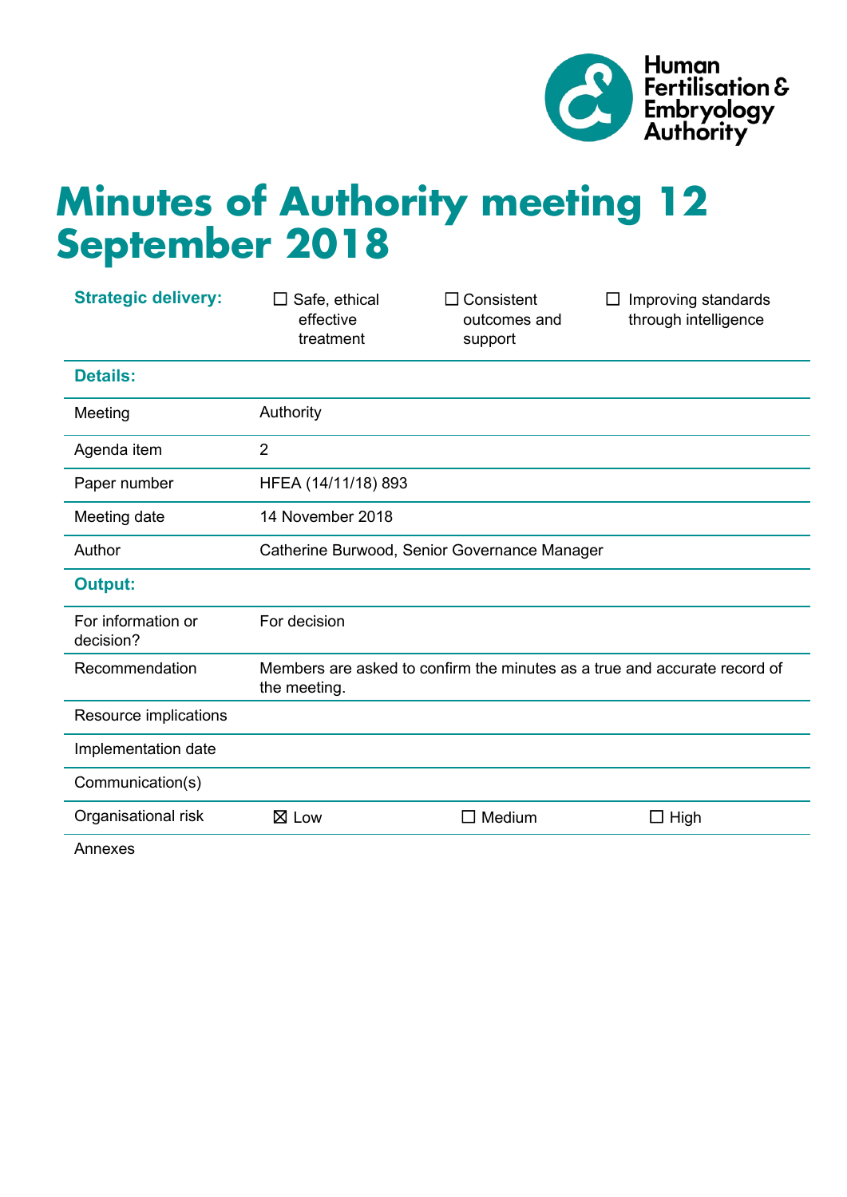# Minutes of Authority meeting 12 September 2018

| **Strategic delivery:** | ☐ Safe, ethical effective treatment | ☐ Consistent outcomes and support | ☐ Improving standards through intelligence |
|---|---|---|---|
| **Details:** | | | |
| Meeting | Authority | | |
| Agenda item | 2 | | |
| Paper number | HFEA (14/11/18) 893 | | |
| Meeting date | 14 November 2018 | | |
| Author | Catherine Burwood, Senior Governance Manager | | |
| **Output:** | | | |
| For information or decision? | For decision | | |
| Recommendation | Members are asked to confirm the minutes as a true and accurate record of the meeting. | | |
| Resource implications | | | |
| Implementation date | | | |
| Communication(s) | | | |
| Organisational risk | ☒ Low | ☐ Medium | ☐ High |
| Annexes | | | |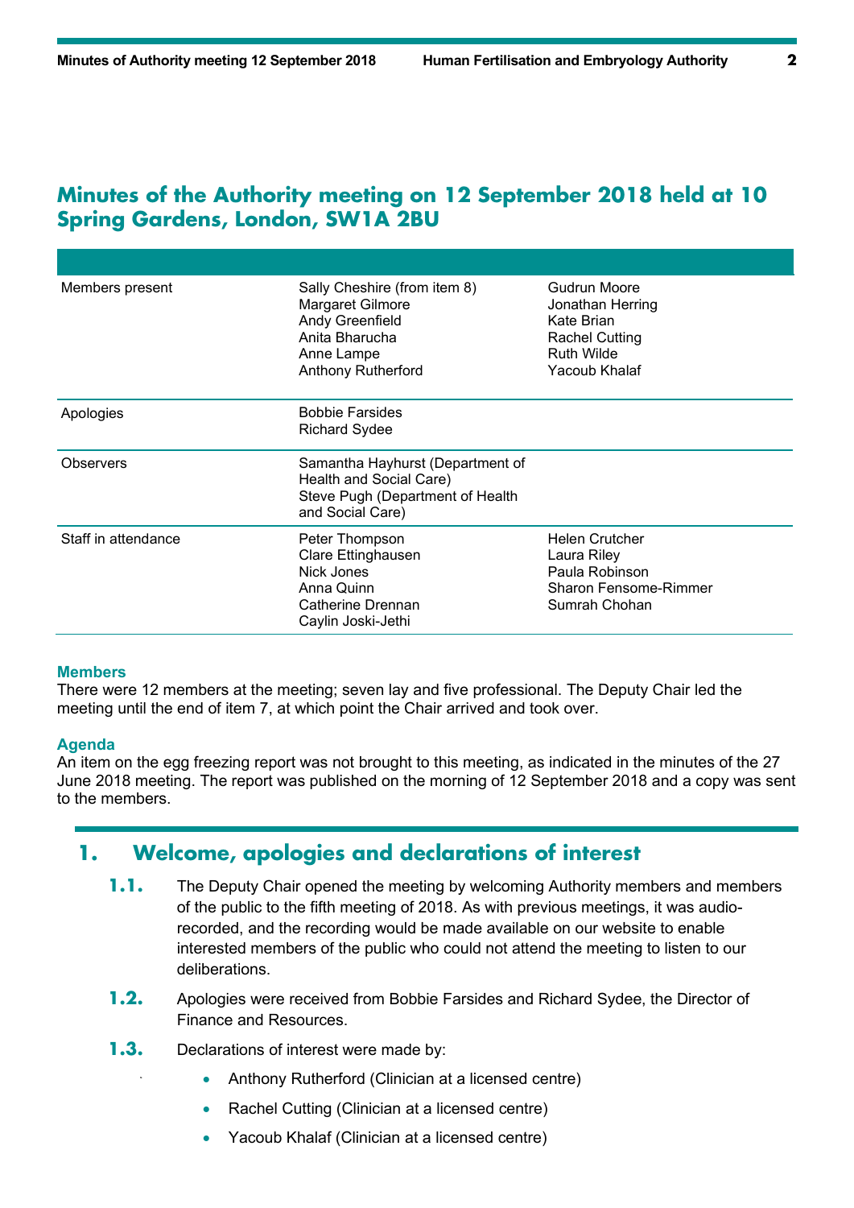# Minutes of the Authority meeting on 12 September 2018 held at 10 Spring Gardens, London, SW1A 2BU

| | | |
|---|---|---|
| Members present | Sally Cheshire (from item 8)<br>Margaret Gilmore<br>Andy Greenfield<br>Anita Bharucha<br>Anne Lampe<br>Anthony Rutherford | Gudrun Moore<br>Jonathan Herring<br>Kate Brian<br>Rachel Cutting<br>Ruth Wilde<br>Yacoub Khalaf |
| Apologies | Bobbie Farsides<br>Richard Sydee | |
| Observers | Samantha Hayhurst (Department of Health and Social Care)<br>Steve Pugh (Department of Health and Social Care) | |
| Staff in attendance | Peter Thompson<br>Clare Ettinghausen<br>Nick Jones<br>Anna Quinn<br>Catherine Drennan<br>Caylin Joski-Jethi | Helen Crutcher<br>Laura Riley<br>Paula Robinson<br>Sharon Fensome-Rimmer<br>Sumrah Chohan |

### Members

There were 12 members at the meeting; seven lay and five professional. The Deputy Chair led the meeting until the end of item 7, at which point the Chair arrived and took over.

### Agenda

An item on the egg freezing report was not brought to this meeting, as indicated in the minutes of the 27 June 2018 meeting. The report was published on the morning of 12 September 2018 and a copy was sent to the members.

## 1. Welcome, apologies and declarations of interest

**1.1.** The Deputy Chair opened the meeting by welcoming Authority members and members of the public to the fifth meeting of 2018. As with previous meetings, it was audio-recorded, and the recording would be made available on our website to enable interested members of the public who could not attend the meeting to listen to our deliberations.

**1.2.** Apologies were received from Bobbie Farsides and Richard Sydee, the Director of Finance and Resources.

**1.3.** Declarations of interest were made by:

- Anthony Rutherford (Clinician at a licensed centre)
- Rachel Cutting (Clinician at a licensed centre)
- Yacoub Khalaf (Clinician at a licensed centre)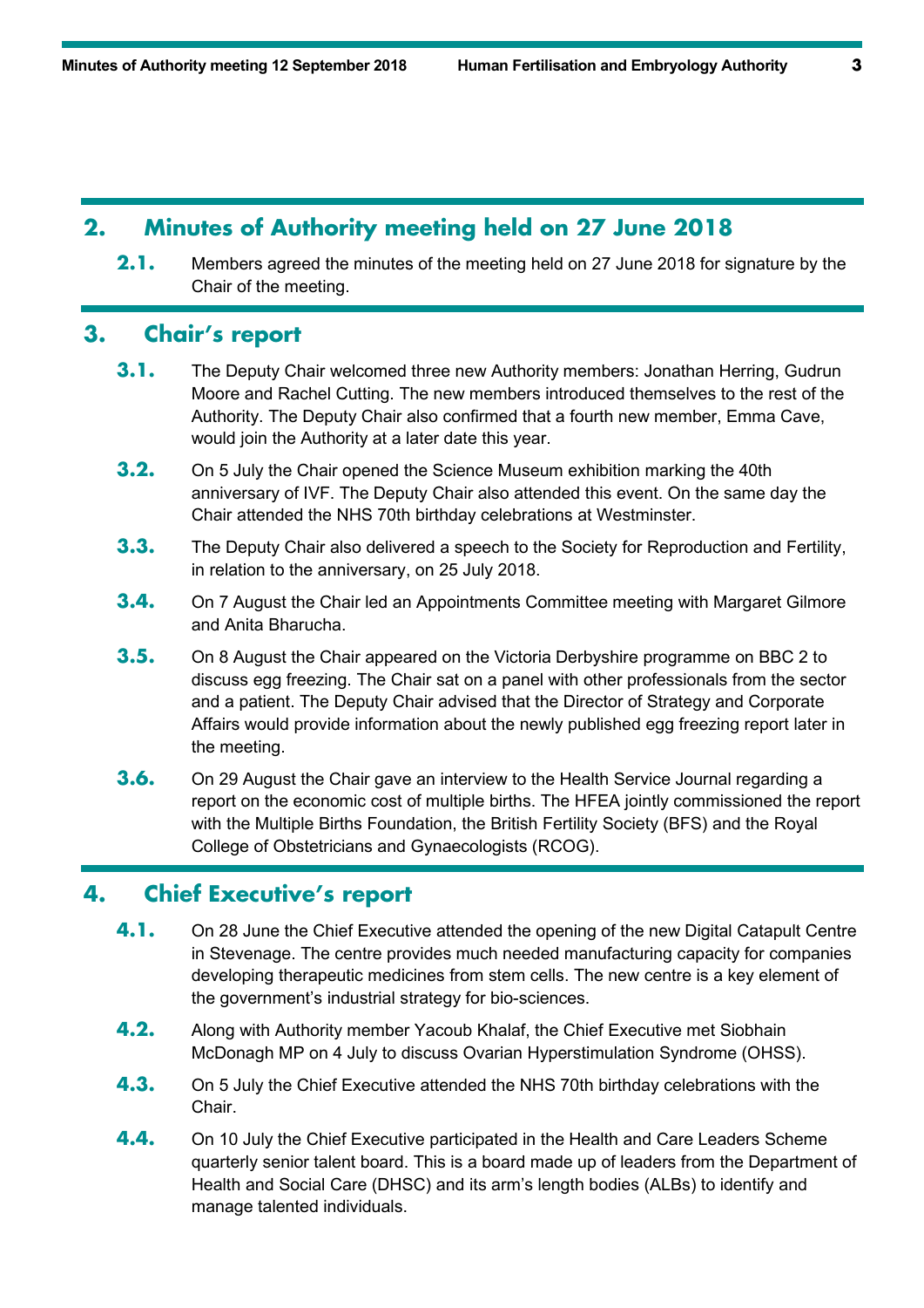## 2. Minutes of Authority meeting held on 27 June 2018

**2.1.** Members agreed the minutes of the meeting held on 27 June 2018 for signature by the Chair of the meeting.

## 3. Chair's report

**3.1.** The Deputy Chair welcomed three new Authority members: Jonathan Herring, Gudrun Moore and Rachel Cutting. The new members introduced themselves to the rest of the Authority. The Deputy Chair also confirmed that a fourth new member, Emma Cave, would join the Authority at a later date this year.

**3.2.** On 5 July the Chair opened the Science Museum exhibition marking the 40th anniversary of IVF. The Deputy Chair also attended this event. On the same day the Chair attended the NHS 70th birthday celebrations at Westminster.

**3.3.** The Deputy Chair also delivered a speech to the Society for Reproduction and Fertility, in relation to the anniversary, on 25 July 2018.

**3.4.** On 7 August the Chair led an Appointments Committee meeting with Margaret Gilmore and Anita Bharucha.

**3.5.** On 8 August the Chair appeared on the Victoria Derbyshire programme on BBC 2 to discuss egg freezing. The Chair sat on a panel with other professionals from the sector and a patient. The Deputy Chair advised that the Director of Strategy and Corporate Affairs would provide information about the newly published egg freezing report later in the meeting.

**3.6.** On 29 August the Chair gave an interview to the Health Service Journal regarding a report on the economic cost of multiple births. The HFEA jointly commissioned the report with the Multiple Births Foundation, the British Fertility Society (BFS) and the Royal College of Obstetricians and Gynaecologists (RCOG).

## 4. Chief Executive's report

**4.1.** On 28 June the Chief Executive attended the opening of the new Digital Catapult Centre in Stevenage. The centre provides much needed manufacturing capacity for companies developing therapeutic medicines from stem cells. The new centre is a key element of the government's industrial strategy for bio-sciences.

**4.2.** Along with Authority member Yacoub Khalaf, the Chief Executive met Siobhain McDonagh MP on 4 July to discuss Ovarian Hyperstimulation Syndrome (OHSS).

**4.3.** On 5 July the Chief Executive attended the NHS 70th birthday celebrations with the Chair.

**4.4.** On 10 July the Chief Executive participated in the Health and Care Leaders Scheme quarterly senior talent board. This is a board made up of leaders from the Department of Health and Social Care (DHSC) and its arm's length bodies (ALBs) to identify and manage talented individuals.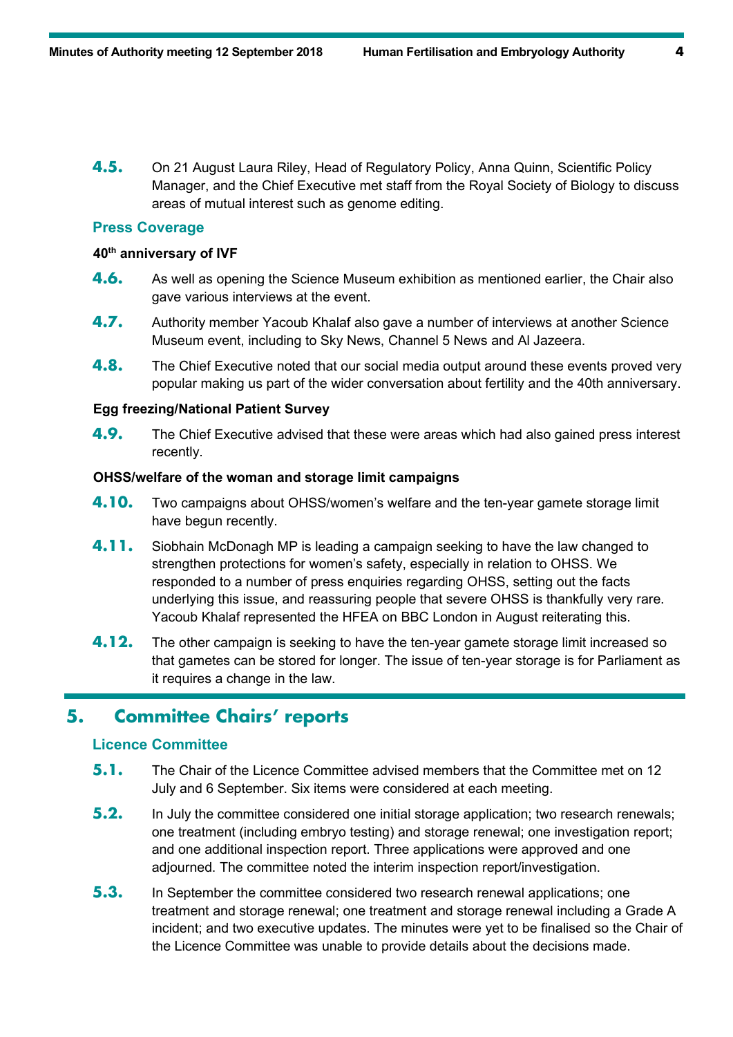**4.5.** On 21 August Laura Riley, Head of Regulatory Policy, Anna Quinn, Scientific Policy Manager, and the Chief Executive met staff from the Royal Society of Biology to discuss areas of mutual interest such as genome editing.

### Press Coverage

**40th anniversary of IVF**

**4.6.** As well as opening the Science Museum exhibition as mentioned earlier, the Chair also gave various interviews at the event.

**4.7.** Authority member Yacoub Khalaf also gave a number of interviews at another Science Museum event, including to Sky News, Channel 5 News and Al Jazeera.

**4.8.** The Chief Executive noted that our social media output around these events proved very popular making us part of the wider conversation about fertility and the 40th anniversary.

**Egg freezing/National Patient Survey**

**4.9.** The Chief Executive advised that these were areas which had also gained press interest recently.

**OHSS/welfare of the woman and storage limit campaigns**

**4.10.** Two campaigns about OHSS/women's welfare and the ten-year gamete storage limit have begun recently.

**4.11.** Siobhain McDonagh MP is leading a campaign seeking to have the law changed to strengthen protections for women's safety, especially in relation to OHSS. We responded to a number of press enquiries regarding OHSS, setting out the facts underlying this issue, and reassuring people that severe OHSS is thankfully very rare. Yacoub Khalaf represented the HFEA on BBC London in August reiterating this.

**4.12.** The other campaign is seeking to have the ten-year gamete storage limit increased so that gametes can be stored for longer. The issue of ten-year storage is for Parliament as it requires a change in the law.

## 5. Committee Chairs' reports

### Licence Committee

**5.1.** The Chair of the Licence Committee advised members that the Committee met on 12 July and 6 September. Six items were considered at each meeting.

**5.2.** In July the committee considered one initial storage application; two research renewals; one treatment (including embryo testing) and storage renewal; one investigation report; and one additional inspection report. Three applications were approved and one adjourned. The committee noted the interim inspection report/investigation.

**5.3.** In September the committee considered two research renewal applications; one treatment and storage renewal; one treatment and storage renewal including a Grade A incident; and two executive updates. The minutes were yet to be finalised so the Chair of the Licence Committee was unable to provide details about the decisions made.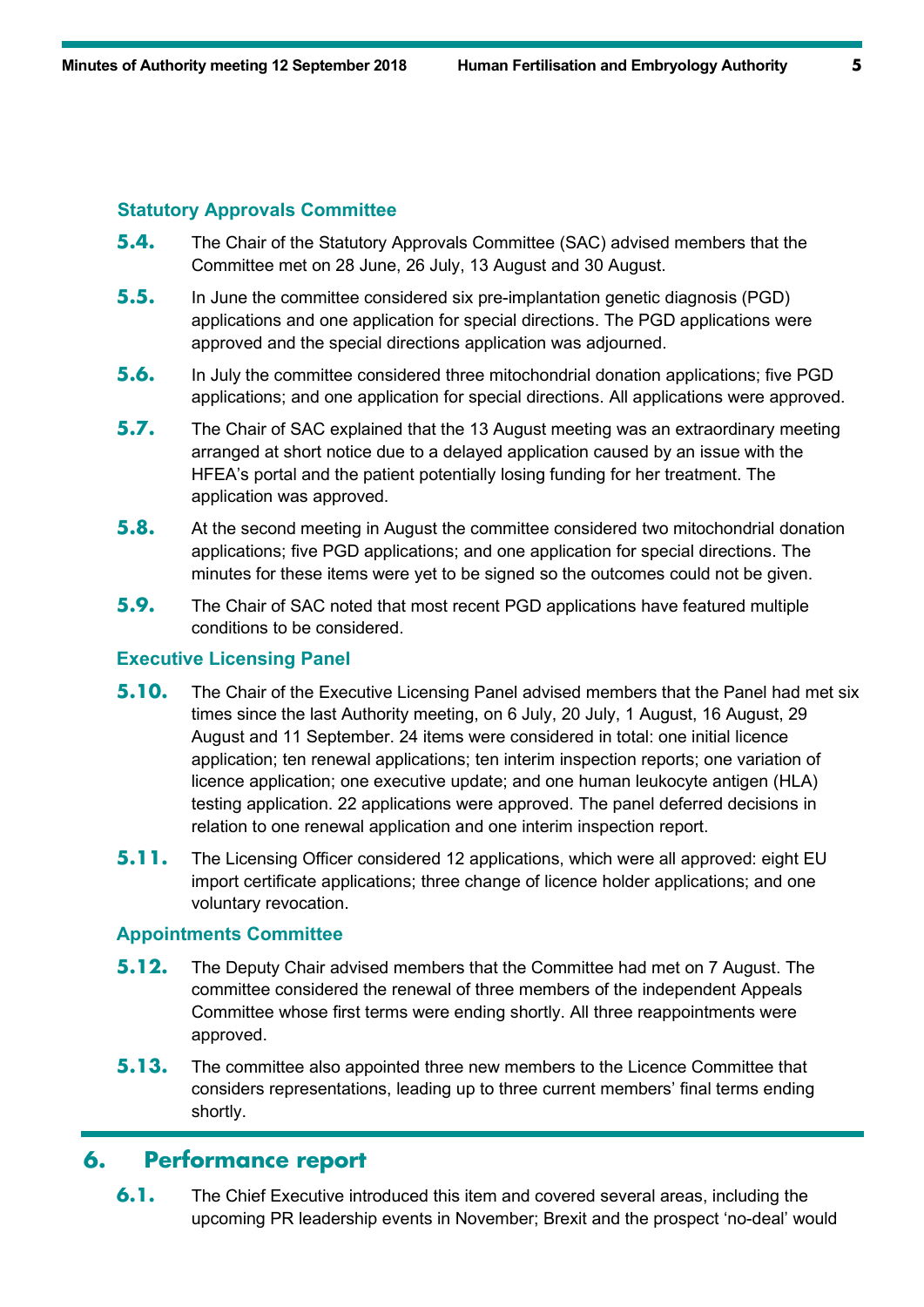### Statutory Approvals Committee

**5.4.** The Chair of the Statutory Approvals Committee (SAC) advised members that the Committee met on 28 June, 26 July, 13 August and 30 August.

**5.5.** In June the committee considered six pre-implantation genetic diagnosis (PGD) applications and one application for special directions. The PGD applications were approved and the special directions application was adjourned.

**5.6.** In July the committee considered three mitochondrial donation applications; five PGD applications; and one application for special directions. All applications were approved.

**5.7.** The Chair of SAC explained that the 13 August meeting was an extraordinary meeting arranged at short notice due to a delayed application caused by an issue with the HFEA's portal and the patient potentially losing funding for her treatment. The application was approved.

**5.8.** At the second meeting in August the committee considered two mitochondrial donation applications; five PGD applications; and one application for special directions. The minutes for these items were yet to be signed so the outcomes could not be given.

**5.9.** The Chair of SAC noted that most recent PGD applications have featured multiple conditions to be considered.

### Executive Licensing Panel

**5.10.** The Chair of the Executive Licensing Panel advised members that the Panel had met six times since the last Authority meeting, on 6 July, 20 July, 1 August, 16 August, 29 August and 11 September. 24 items were considered in total: one initial licence application; ten renewal applications; ten interim inspection reports; one variation of licence application; one executive update; and one human leukocyte antigen (HLA) testing application. 22 applications were approved. The panel deferred decisions in relation to one renewal application and one interim inspection report.

**5.11.** The Licensing Officer considered 12 applications, which were all approved: eight EU import certificate applications; three change of licence holder applications; and one voluntary revocation.

### Appointments Committee

**5.12.** The Deputy Chair advised members that the Committee had met on 7 August. The committee considered the renewal of three members of the independent Appeals Committee whose first terms were ending shortly. All three reappointments were approved.

**5.13.** The committee also appointed three new members to the Licence Committee that considers representations, leading up to three current members' final terms ending shortly.

## 6. Performance report

**6.1.** The Chief Executive introduced this item and covered several areas, including the upcoming PR leadership events in November; Brexit and the prospect 'no-deal' would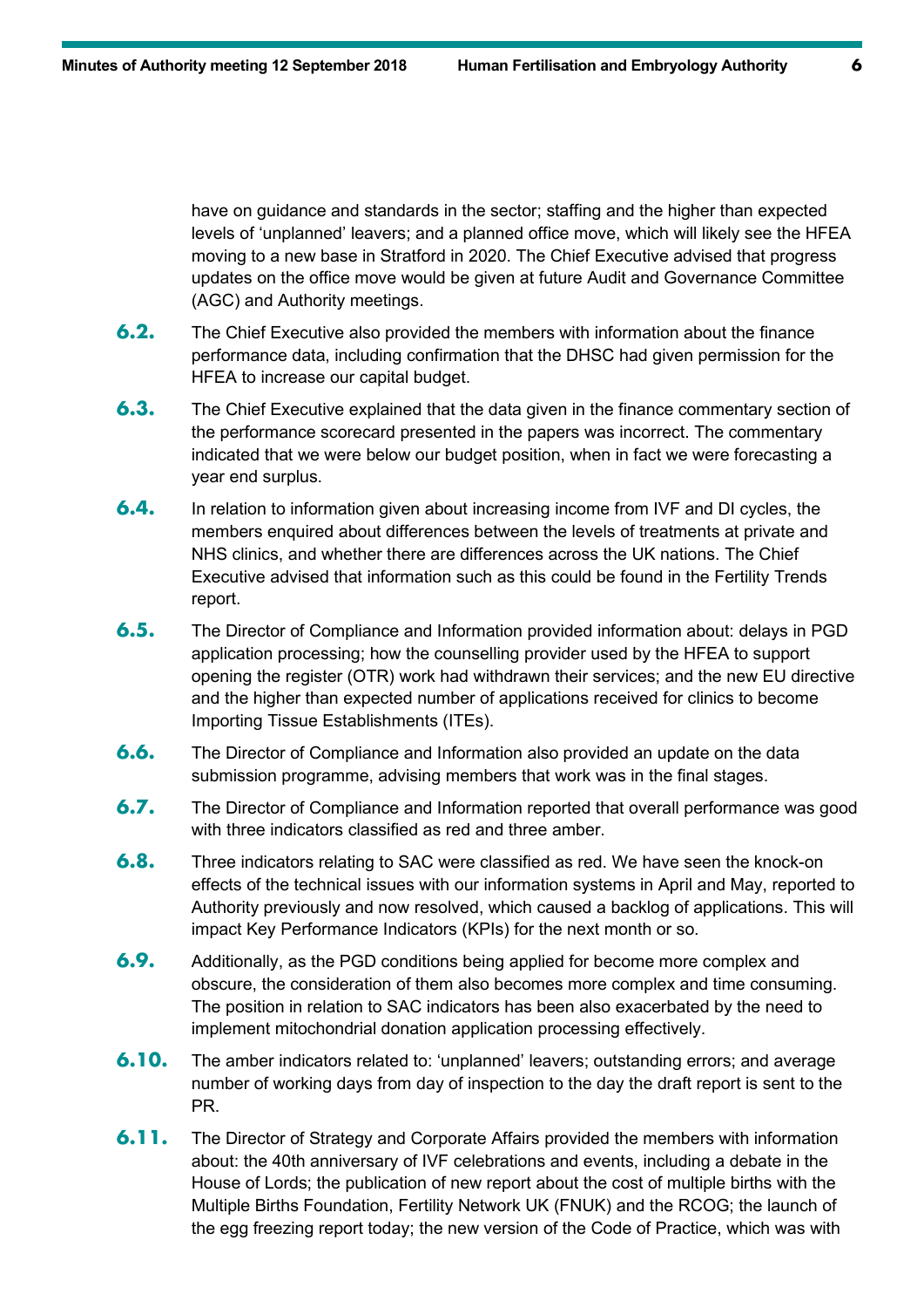have on guidance and standards in the sector; staffing and the higher than expected levels of 'unplanned' leavers; and a planned office move, which will likely see the HFEA moving to a new base in Stratford in 2020. The Chief Executive advised that progress updates on the office move would be given at future Audit and Governance Committee (AGC) and Authority meetings.

**6.2.** The Chief Executive also provided the members with information about the finance performance data, including confirmation that the DHSC had given permission for the HFEA to increase our capital budget.

**6.3.** The Chief Executive explained that the data given in the finance commentary section of the performance scorecard presented in the papers was incorrect. The commentary indicated that we were below our budget position, when in fact we were forecasting a year end surplus.

**6.4.** In relation to information given about increasing income from IVF and DI cycles, the members enquired about differences between the levels of treatments at private and NHS clinics, and whether there are differences across the UK nations. The Chief Executive advised that information such as this could be found in the Fertility Trends report.

**6.5.** The Director of Compliance and Information provided information about: delays in PGD application processing; how the counselling provider used by the HFEA to support opening the register (OTR) work had withdrawn their services; and the new EU directive and the higher than expected number of applications received for clinics to become Importing Tissue Establishments (ITEs).

**6.6.** The Director of Compliance and Information also provided an update on the data submission programme, advising members that work was in the final stages.

**6.7.** The Director of Compliance and Information reported that overall performance was good with three indicators classified as red and three amber.

**6.8.** Three indicators relating to SAC were classified as red. We have seen the knock-on effects of the technical issues with our information systems in April and May, reported to Authority previously and now resolved, which caused a backlog of applications. This will impact Key Performance Indicators (KPIs) for the next month or so.

**6.9.** Additionally, as the PGD conditions being applied for become more complex and obscure, the consideration of them also becomes more complex and time consuming. The position in relation to SAC indicators has been also exacerbated by the need to implement mitochondrial donation application processing effectively.

**6.10.** The amber indicators related to: 'unplanned' leavers; outstanding errors; and average number of working days from day of inspection to the day the draft report is sent to the PR.

**6.11.** The Director of Strategy and Corporate Affairs provided the members with information about: the 40th anniversary of IVF celebrations and events, including a debate in the House of Lords; the publication of new report about the cost of multiple births with the Multiple Births Foundation, Fertility Network UK (FNUK) and the RCOG; the launch of the egg freezing report today; the new version of the Code of Practice, which was with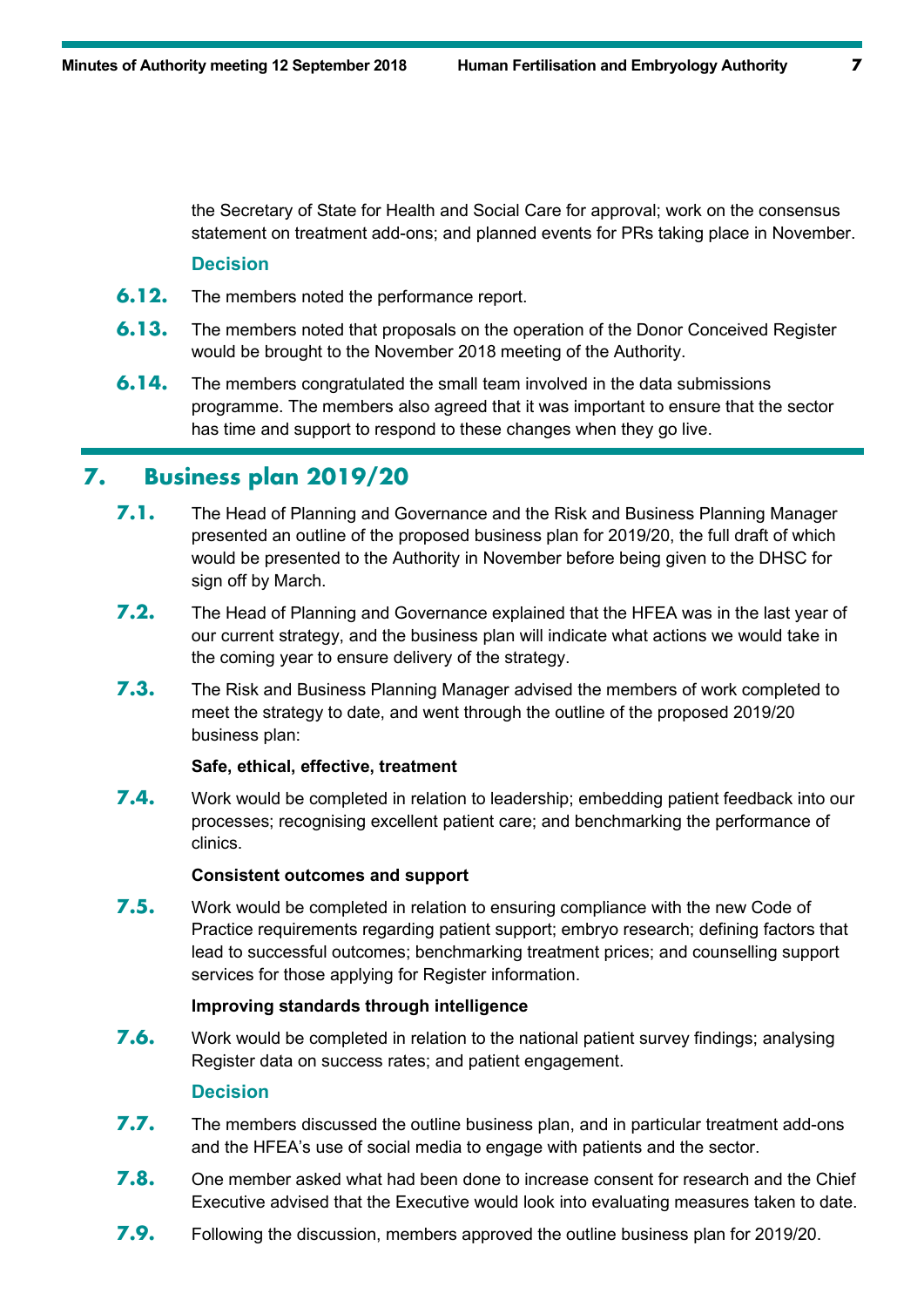the Secretary of State for Health and Social Care for approval; work on the consensus statement on treatment add-ons; and planned events for PRs taking place in November.

**Decision**

**6.12.** The members noted the performance report.

**6.13.** The members noted that proposals on the operation of the Donor Conceived Register would be brought to the November 2018 meeting of the Authority.

**6.14.** The members congratulated the small team involved in the data submissions programme. The members also agreed that it was important to ensure that the sector has time and support to respond to these changes when they go live.

## 7. Business plan 2019/20

**7.1.** The Head of Planning and Governance and the Risk and Business Planning Manager presented an outline of the proposed business plan for 2019/20, the full draft of which would be presented to the Authority in November before being given to the DHSC for sign off by March.

**7.2.** The Head of Planning and Governance explained that the HFEA was in the last year of our current strategy, and the business plan will indicate what actions we would take in the coming year to ensure delivery of the strategy.

**7.3.** The Risk and Business Planning Manager advised the members of work completed to meet the strategy to date, and went through the outline of the proposed 2019/20 business plan:

**Safe, ethical, effective, treatment**

**7.4.** Work would be completed in relation to leadership; embedding patient feedback into our processes; recognising excellent patient care; and benchmarking the performance of clinics.

**Consistent outcomes and support**

**7.5.** Work would be completed in relation to ensuring compliance with the new Code of Practice requirements regarding patient support; embryo research; defining factors that lead to successful outcomes; benchmarking treatment prices; and counselling support services for those applying for Register information.

**Improving standards through intelligence**

**7.6.** Work would be completed in relation to the national patient survey findings; analysing Register data on success rates; and patient engagement.

**Decision**

**7.7.** The members discussed the outline business plan, and in particular treatment add-ons and the HFEA's use of social media to engage with patients and the sector.

**7.8.** One member asked what had been done to increase consent for research and the Chief Executive advised that the Executive would look into evaluating measures taken to date.

**7.9.** Following the discussion, members approved the outline business plan for 2019/20.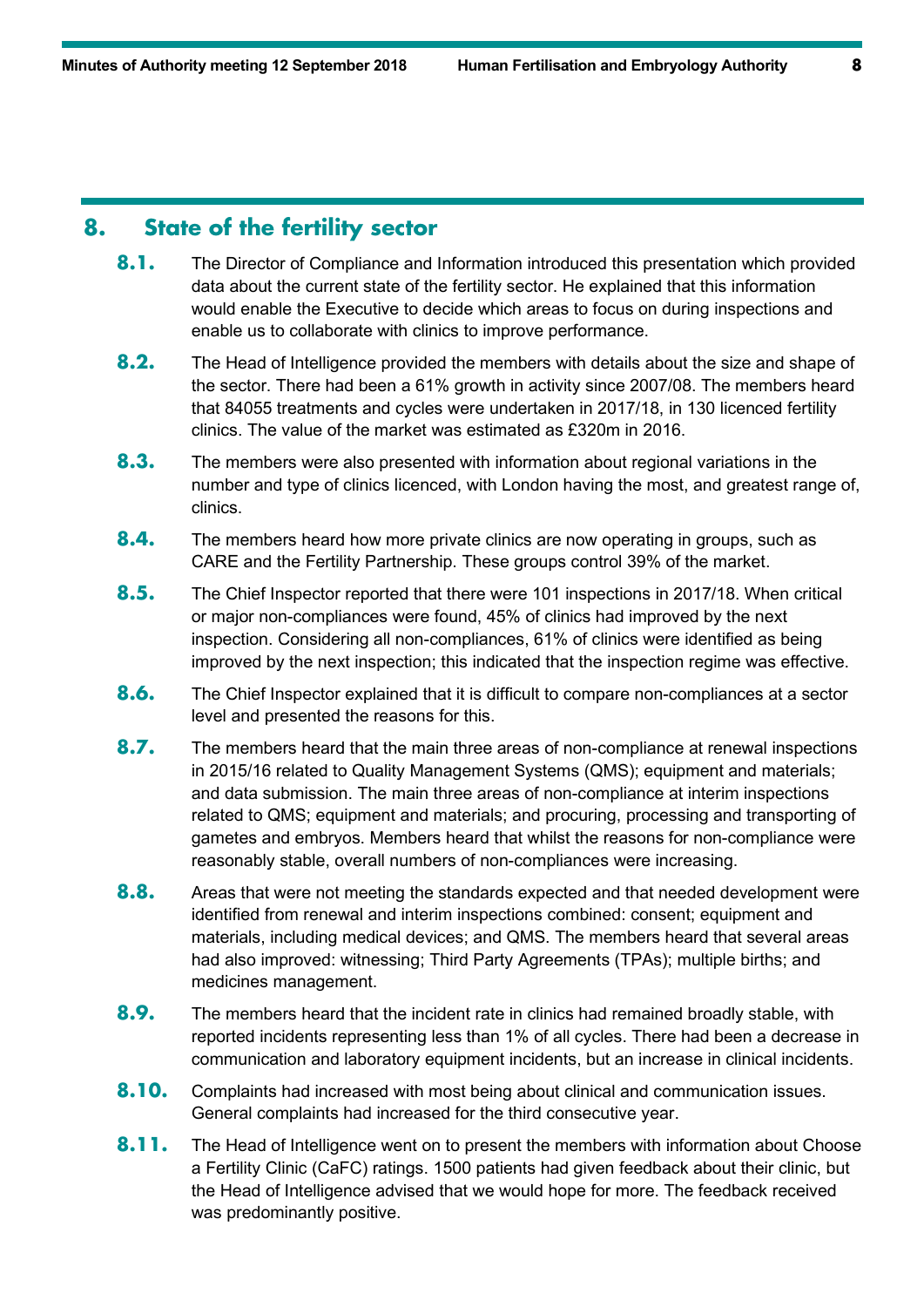## 8. State of the fertility sector

**8.1.** The Director of Compliance and Information introduced this presentation which provided data about the current state of the fertility sector. He explained that this information would enable the Executive to decide which areas to focus on during inspections and enable us to collaborate with clinics to improve performance.

**8.2.** The Head of Intelligence provided the members with details about the size and shape of the sector. There had been a 61% growth in activity since 2007/08. The members heard that 84055 treatments and cycles were undertaken in 2017/18, in 130 licenced fertility clinics. The value of the market was estimated as £320m in 2016.

**8.3.** The members were also presented with information about regional variations in the number and type of clinics licenced, with London having the most, and greatest range of, clinics.

**8.4.** The members heard how more private clinics are now operating in groups, such as CARE and the Fertility Partnership. These groups control 39% of the market.

**8.5.** The Chief Inspector reported that there were 101 inspections in 2017/18. When critical or major non-compliances were found, 45% of clinics had improved by the next inspection. Considering all non-compliances, 61% of clinics were identified as being improved by the next inspection; this indicated that the inspection regime was effective.

**8.6.** The Chief Inspector explained that it is difficult to compare non-compliances at a sector level and presented the reasons for this.

**8.7.** The members heard that the main three areas of non-compliance at renewal inspections in 2015/16 related to Quality Management Systems (QMS); equipment and materials; and data submission. The main three areas of non-compliance at interim inspections related to QMS; equipment and materials; and procuring, processing and transporting of gametes and embryos. Members heard that whilst the reasons for non-compliance were reasonably stable, overall numbers of non-compliances were increasing.

**8.8.** Areas that were not meeting the standards expected and that needed development were identified from renewal and interim inspections combined: consent; equipment and materials, including medical devices; and QMS. The members heard that several areas had also improved: witnessing; Third Party Agreements (TPAs); multiple births; and medicines management.

**8.9.** The members heard that the incident rate in clinics had remained broadly stable, with reported incidents representing less than 1% of all cycles. There had been a decrease in communication and laboratory equipment incidents, but an increase in clinical incidents.

**8.10.** Complaints had increased with most being about clinical and communication issues. General complaints had increased for the third consecutive year.

**8.11.** The Head of Intelligence went on to present the members with information about Choose a Fertility Clinic (CaFC) ratings. 1500 patients had given feedback about their clinic, but the Head of Intelligence advised that we would hope for more. The feedback received was predominantly positive.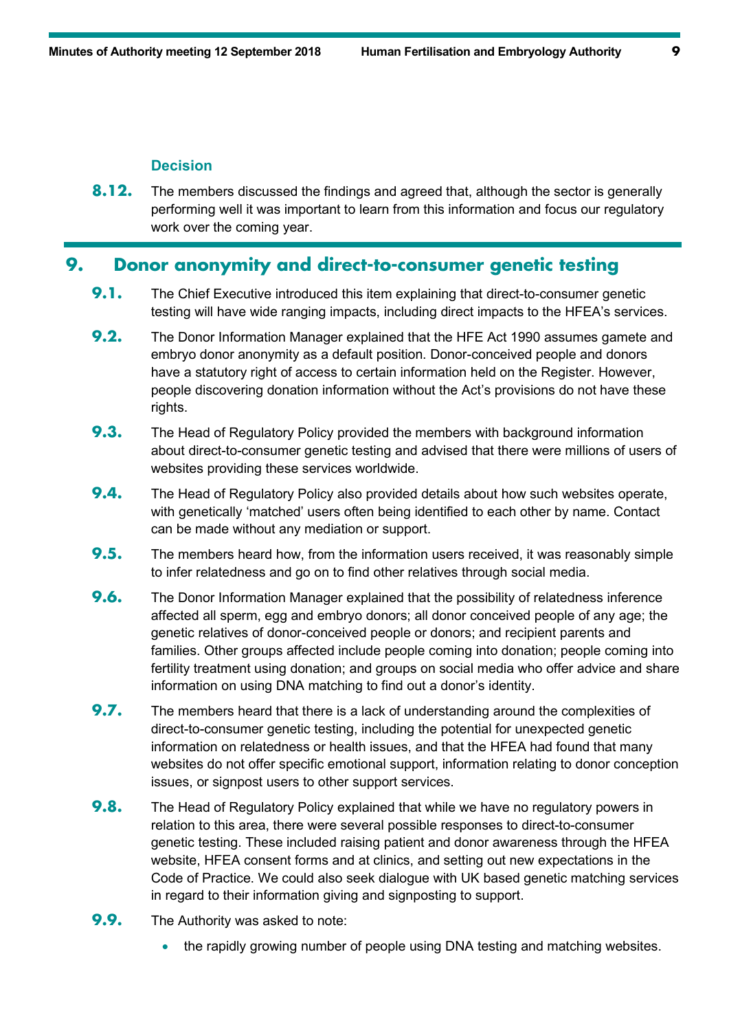#### Decision

**8.12.** The members discussed the findings and agreed that, although the sector is generally performing well it was important to learn from this information and focus our regulatory work over the coming year.

## 9. Donor anonymity and direct-to-consumer genetic testing

**9.1.** The Chief Executive introduced this item explaining that direct-to-consumer genetic testing will have wide ranging impacts, including direct impacts to the HFEA's services.

**9.2.** The Donor Information Manager explained that the HFE Act 1990 assumes gamete and embryo donor anonymity as a default position. Donor-conceived people and donors have a statutory right of access to certain information held on the Register. However, people discovering donation information without the Act's provisions do not have these rights.

**9.3.** The Head of Regulatory Policy provided the members with background information about direct-to-consumer genetic testing and advised that there were millions of users of websites providing these services worldwide.

**9.4.** The Head of Regulatory Policy also provided details about how such websites operate, with genetically 'matched' users often being identified to each other by name. Contact can be made without any mediation or support.

**9.5.** The members heard how, from the information users received, it was reasonably simple to infer relatedness and go on to find other relatives through social media.

**9.6.** The Donor Information Manager explained that the possibility of relatedness inference affected all sperm, egg and embryo donors; all donor conceived people of any age; the genetic relatives of donor-conceived people or donors; and recipient parents and families. Other groups affected include people coming into donation; people coming into fertility treatment using donation; and groups on social media who offer advice and share information on using DNA matching to find out a donor's identity.

**9.7.** The members heard that there is a lack of understanding around the complexities of direct-to-consumer genetic testing, including the potential for unexpected genetic information on relatedness or health issues, and that the HFEA had found that many websites do not offer specific emotional support, information relating to donor conception issues, or signpost users to other support services.

**9.8.** The Head of Regulatory Policy explained that while we have no regulatory powers in relation to this area, there were several possible responses to direct-to-consumer genetic testing. These included raising patient and donor awareness through the HFEA website, HFEA consent forms and at clinics, and setting out new expectations in the Code of Practice. We could also seek dialogue with UK based genetic matching services in regard to their information giving and signposting to support.

**9.9.** The Authority was asked to note:

- the rapidly growing number of people using DNA testing and matching websites.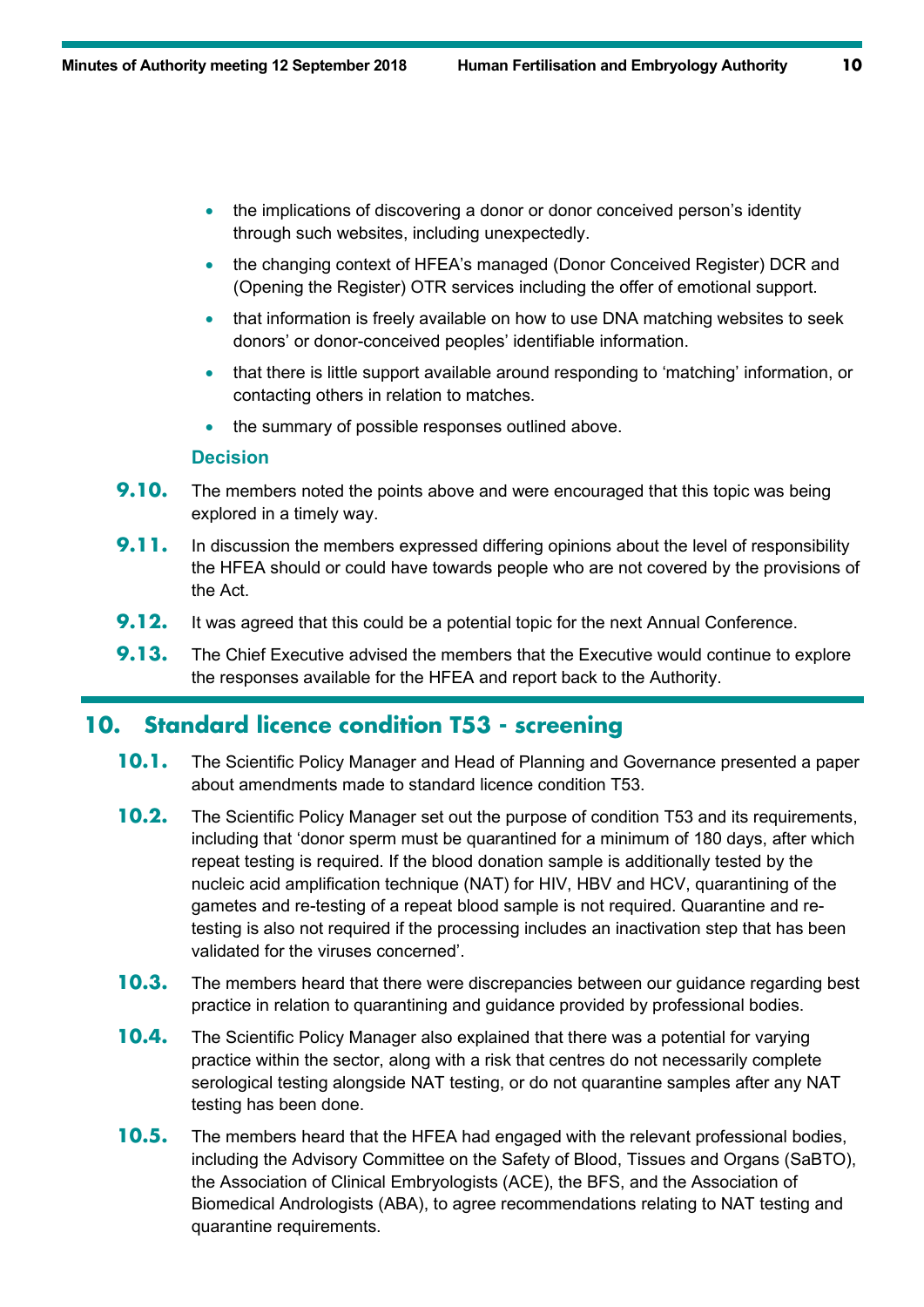- the implications of discovering a donor or donor conceived person's identity through such websites, including unexpectedly.
- the changing context of HFEA's managed (Donor Conceived Register) DCR and (Opening the Register) OTR services including the offer of emotional support.
- that information is freely available on how to use DNA matching websites to seek donors' or donor-conceived peoples' identifiable information.
- that there is little support available around responding to 'matching' information, or contacting others in relation to matches.
- the summary of possible responses outlined above.

### Decision

**9.10.** The members noted the points above and were encouraged that this topic was being explored in a timely way.

**9.11.** In discussion the members expressed differing opinions about the level of responsibility the HFEA should or could have towards people who are not covered by the provisions of the Act.

**9.12.** It was agreed that this could be a potential topic for the next Annual Conference.

**9.13.** The Chief Executive advised the members that the Executive would continue to explore the responses available for the HFEA and report back to the Authority.

## 10. Standard licence condition T53 - screening

**10.1.** The Scientific Policy Manager and Head of Planning and Governance presented a paper about amendments made to standard licence condition T53.

**10.2.** The Scientific Policy Manager set out the purpose of condition T53 and its requirements, including that 'donor sperm must be quarantined for a minimum of 180 days, after which repeat testing is required. If the blood donation sample is additionally tested by the nucleic acid amplification technique (NAT) for HIV, HBV and HCV, quarantining of the gametes and re-testing of a repeat blood sample is not required. Quarantine and re-testing is also not required if the processing includes an inactivation step that has been validated for the viruses concerned'.

**10.3.** The members heard that there were discrepancies between our guidance regarding best practice in relation to quarantining and guidance provided by professional bodies.

**10.4.** The Scientific Policy Manager also explained that there was a potential for varying practice within the sector, along with a risk that centres do not necessarily complete serological testing alongside NAT testing, or do not quarantine samples after any NAT testing has been done.

**10.5.** The members heard that the HFEA had engaged with the relevant professional bodies, including the Advisory Committee on the Safety of Blood, Tissues and Organs (SaBTO), the Association of Clinical Embryologists (ACE), the BFS, and the Association of Biomedical Andrologists (ABA), to agree recommendations relating to NAT testing and quarantine requirements.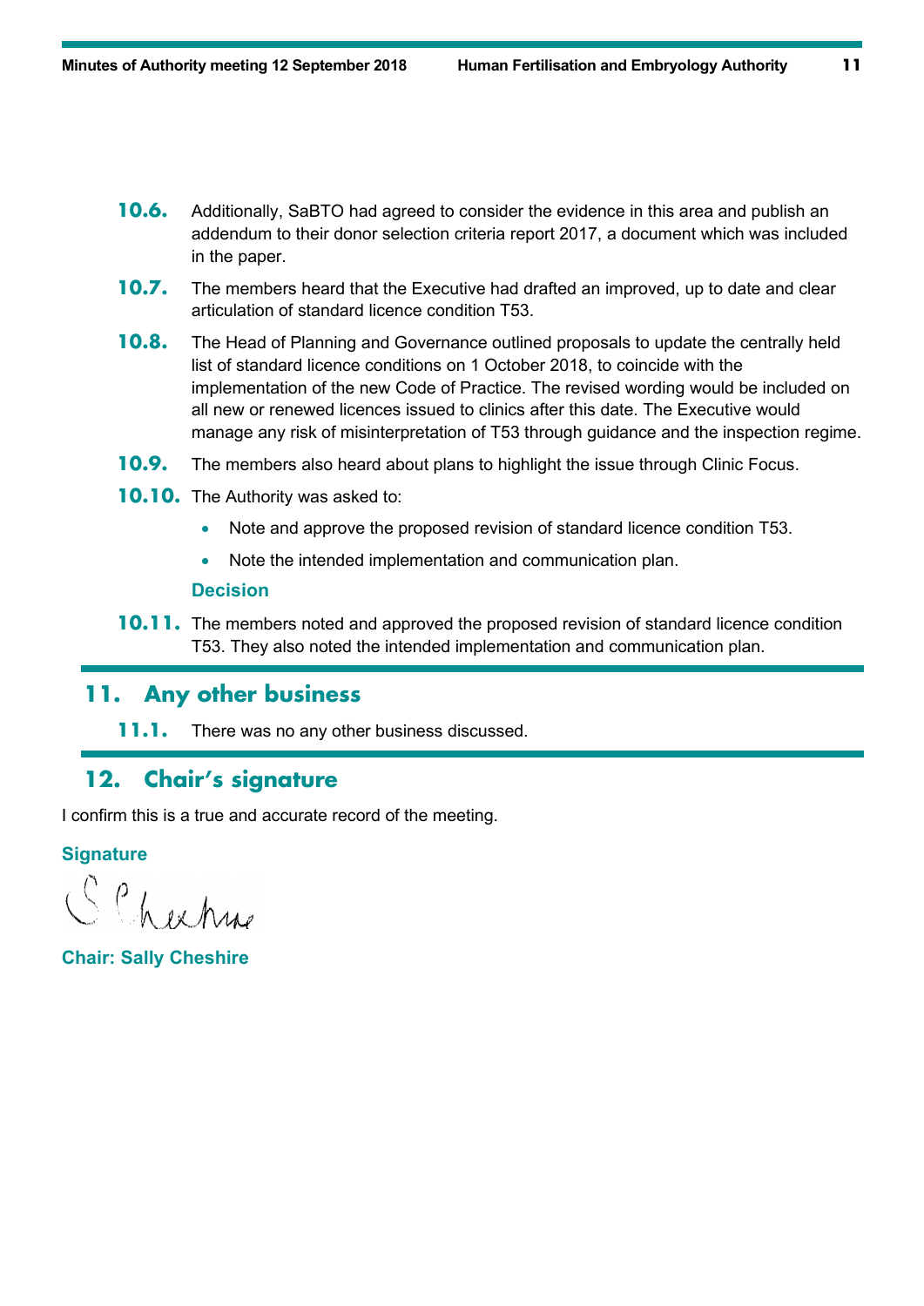**10.6.** Additionally, SaBTO had agreed to consider the evidence in this area and publish an addendum to their donor selection criteria report 2017, a document which was included in the paper.

**10.7.** The members heard that the Executive had drafted an improved, up to date and clear articulation of standard licence condition T53.

**10.8.** The Head of Planning and Governance outlined proposals to update the centrally held list of standard licence conditions on 1 October 2018, to coincide with the implementation of the new Code of Practice. The revised wording would be included on all new or renewed licences issued to clinics after this date. The Executive would manage any risk of misinterpretation of T53 through guidance and the inspection regime.

**10.9.** The members also heard about plans to highlight the issue through Clinic Focus.

**10.10.** The Authority was asked to:

- Note and approve the proposed revision of standard licence condition T53.
- Note the intended implementation and communication plan.

**Decision**

**10.11.** The members noted and approved the proposed revision of standard licence condition T53. They also noted the intended implementation and communication plan.

## 11. Any other business

**11.1.** There was no any other business discussed.

## 12. Chair's signature

I confirm this is a true and accurate record of the meeting.

**Signature**

S Cheshire

**Chair: Sally Cheshire**